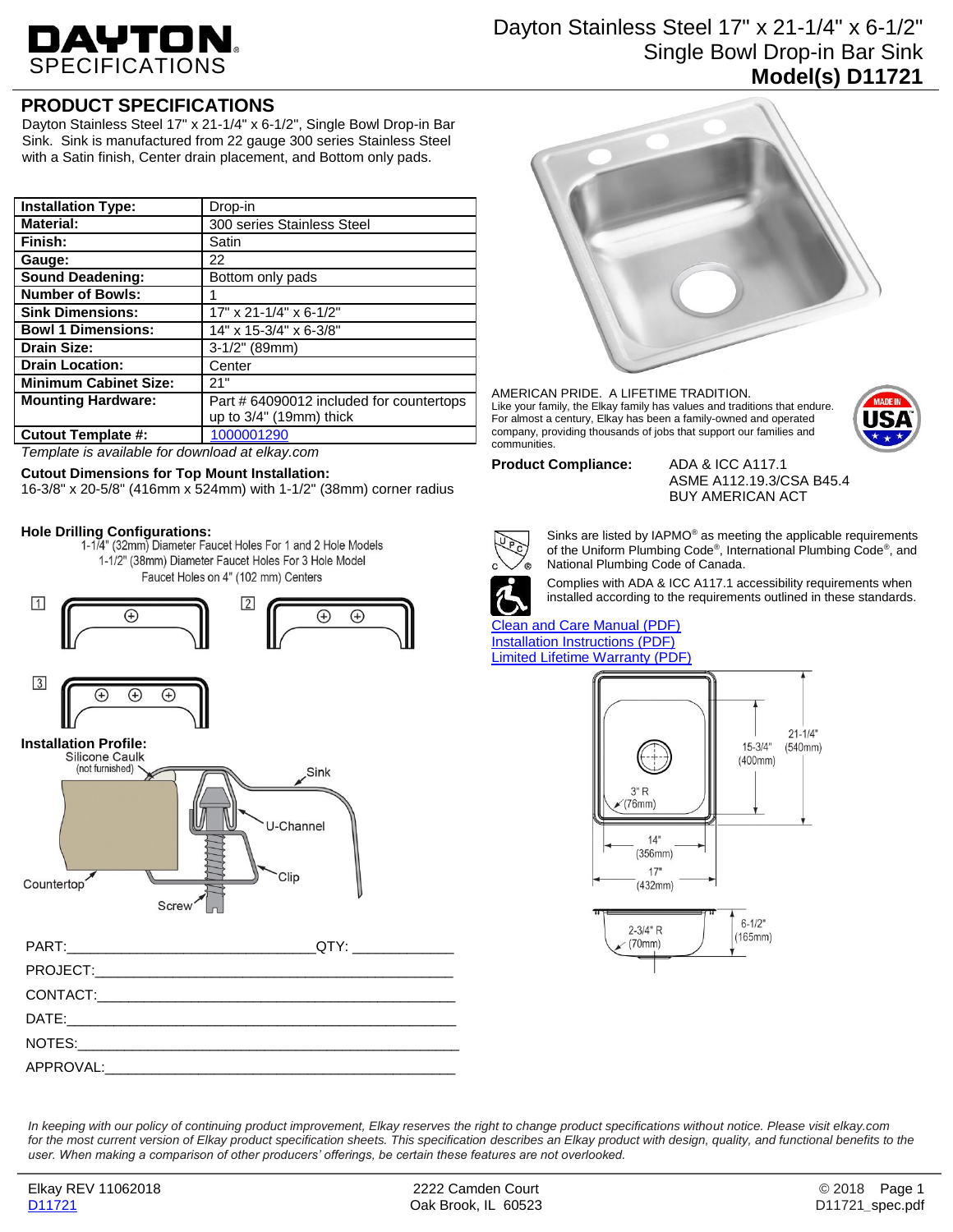# DAYTON SPECIFICATIONS

Dayton Stainless Steel 17" x 21-1/4" x 6-1/2" Single Bowl Drop-in Bar Sink
**Model(s) D11721**

## PRODUCT SPECIFICATIONS

Dayton Stainless Steel 17" x 21-1/4" x 6-1/2", Single Bowl Drop-in Bar Sink. Sink is manufactured from 22 gauge 300 series Stainless Steel with a Satin finish, Center drain placement, and Bottom only pads.

| | |
|---|---|
| **Installation Type:** | Drop-in |
| **Material:** | 300 series Stainless Steel |
| **Finish:** | Satin |
| **Gauge:** | 22 |
| **Sound Deadening:** | Bottom only pads |
| **Number of Bowls:** | 1 |
| **Sink Dimensions:** | 17" x 21-1/4" x 6-1/2" |
| **Bowl 1 Dimensions:** | 14" x 15-3/4" x 6-3/8" |
| **Drain Size:** | 3-1/2" (89mm) |
| **Drain Location:** | Center |
| **Minimum Cabinet Size:** | 21" |
| **Mounting Hardware:** | Part # 64090012 included for countertops up to 3/4" (19mm) thick |
| **Cutout Template #:** | 1000001290 |

*Template is available for download at elkay.com*

**Cutout Dimensions for Top Mount Installation:**
16-3/8" x 20-5/8" (416mm x 524mm) with 1-1/2" (38mm) corner radius

**Hole Drilling Configurations:**
1-1/4" (32mm) Diameter Faucet Holes For 1 and 2 Hole Models
1-1/2" (38mm) Diameter Faucet Holes For 3 Hole Model
Faucet Holes on 4" (102 mm) Centers

1 2 3

**Installation Profile:**
Silicone Caulk (not furnished)
Sink
U-Channel
Clip
Countertop
Screw

PART:_______________________________QTY: ____________

PROJECT:_____________________________________________

CONTACT:_____________________________________________

DATE:________________________________________________

NOTES:_______________________________________________

APPROVAL:____________________________________________

AMERICAN PRIDE. A LIFETIME TRADITION.
Like your family, the Elkay family has values and traditions that endure. For almost a century, Elkay has been a family-owned and operated company, providing thousands of jobs that support our families and communities.

MADE IN USA

**Product Compliance:** ADA & ICC A117.1
ASME A112.19.3/CSA B45.4
BUY AMERICAN ACT

Sinks are listed by IAPMO® as meeting the applicable requirements of the Uniform Plumbing Code®, International Plumbing Code®, and National Plumbing Code of Canada.

Complies with ADA & ICC A117.1 accessibility requirements when installed according to the requirements outlined in these standards.

Clean and Care Manual (PDF)
Installation Instructions (PDF)
Limited Lifetime Warranty (PDF)

15-3/4" (400mm)
21-1/4" (540mm)
3" R (76mm)
14" (356mm)
17" (432mm)
2-3/4" R (70mm)
6-1/2" (165mm)

*In keeping with our policy of continuing product improvement, Elkay reserves the right to change product specifications without notice. Please visit elkay.com for the most current version of Elkay product specification sheets. This specification describes an Elkay product with design, quality, and functional benefits to the user. When making a comparison of other producers' offerings, be certain these features are not overlooked.*

Elkay REV 11062018
D11721

2222 Camden Court
Oak Brook, IL 60523

© 2018
D11721_spec.pdf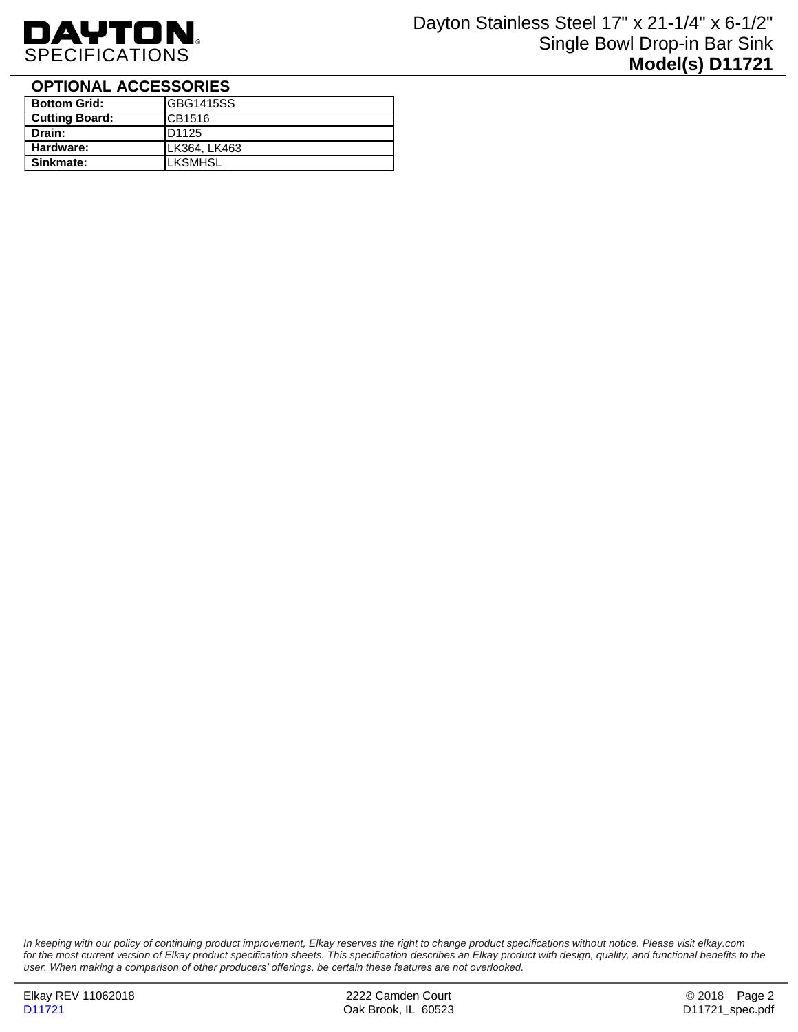## OPTIONAL ACCESSORIES

| | |
|---|---|
| **Bottom Grid:** | GBG1415SS |
| **Cutting Board:** | CB1516 |
| **Drain:** | D1125 |
| **Hardware:** | LK364, LK463 |
| **Sinkmate:** | LKSMHSL |

*In keeping with our policy of continuing product improvement, Elkay reserves the right to change product specifications without notice. Please visit elkay.com for the most current version of Elkay product specification sheets. This specification describes an Elkay product with design, quality, and functional benefits to the user. When making a comparison of other producers' offerings, be certain these features are not overlooked.*